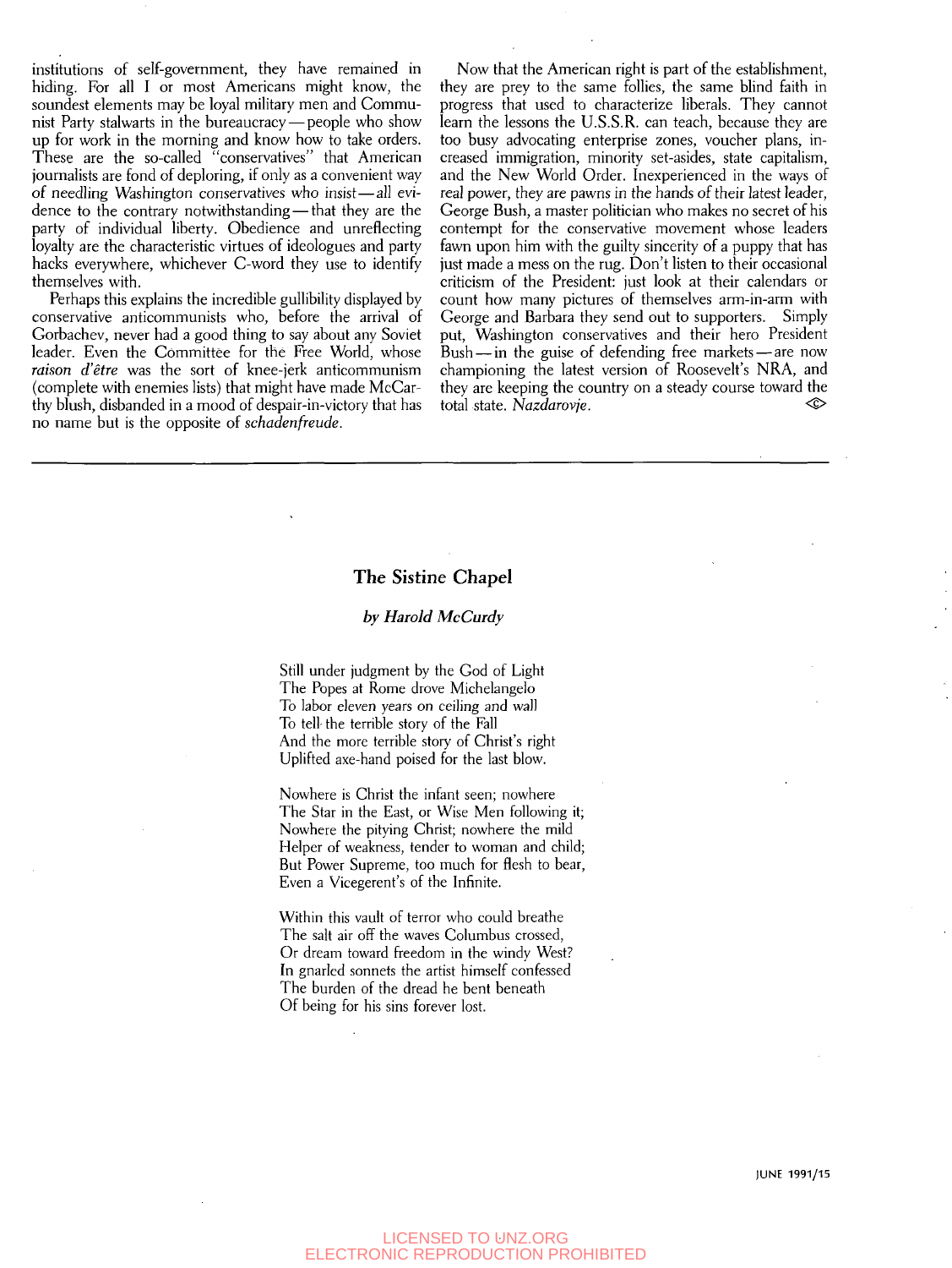institutions of self-government, they have remained in hiding. For all I or most Americans might know, the soundest elements may be loyal military men and Communist Party stalwarts in the bureaucracy—people who show up for work in the morning and know how to take orders. These are the so-called "conservatives" that American journalists are fond of deploring, if only as a convenient way of needling Washington conservatives who insist—all evidence to the contrary notwithstanding—that they are the party of individual liberty. Obedience and unreflecting loyalty are the characteristic virtues of ideologues and party hacks everywhere, whichever C-word they use to identify themselves with.

Perhaps this explains the incredible gullibility displayed by conservative anticommunists who, before the arrival of Gorbachev, never had a good thing to say about any Soviet leader. Even the Committee for the Free World, whose *raison d'être* was the sort of knee-jerk anticommunism (complete with enemies lists) that might have made McCarthy blush, disbanded in a mood of despair-in-victory that has no name but is the opposite of *schadenfreude*.

Now that the American right is part of the establishment, they are prey to the same follies, the same blind faith in progress that used to characterize liberals. They cannot learn the lessons the U.S.S.R. can teach, because they are too busy advocating enterprise zones, voucher plans, increased immigration, minority set-asides, state capitalism, and the New World Order. Inexperienced in the ways of real power, they are pawns in the hands of their latest leader, George Bush, a master politician who makes no secret of his contempt for the conservative movement whose leaders fawn upon him with the guilty sincerity of a puppy that has just made a mess on the rug. Don't listen to their occasional criticism of the President: just look at their calendars or count how many pictures of themselves arm-in-arm with George and Barbara they send out to supporters. Simply put, Washington conservatives and their hero President Bush—in the guise of defending free markets—are now championing the latest version of Roosevelt's NRA, and they are keeping the country on a steady course toward the total state. *Nazdarovje*.

## The Sistine Chapel

*by Harold McCurdy*

Still under judgment by the God of Light  
The Popes at Rome drove Michelangelo  
To labor eleven years on ceiling and wall  
To tell the terrible story of the Fall  
And the more terrible story of Christ's right  
Uplifted axe-hand poised for the last blow.

Nowhere is Christ the infant seen; nowhere  
The Star in the East, or Wise Men following it;  
Nowhere the pitying Christ; nowhere the mild  
Helper of weakness, tender to woman and child;  
But Power Supreme, too much for flesh to bear,  
Even a Vicegerent's of the Infinite.

Within this vault of terror who could breathe  
The salt air off the waves Columbus crossed,  
Or dream toward freedom in the windy West?  
In gnarled sonnets the artist himself confessed  
The burden of the dread he bent beneath  
Of being for his sins forever lost.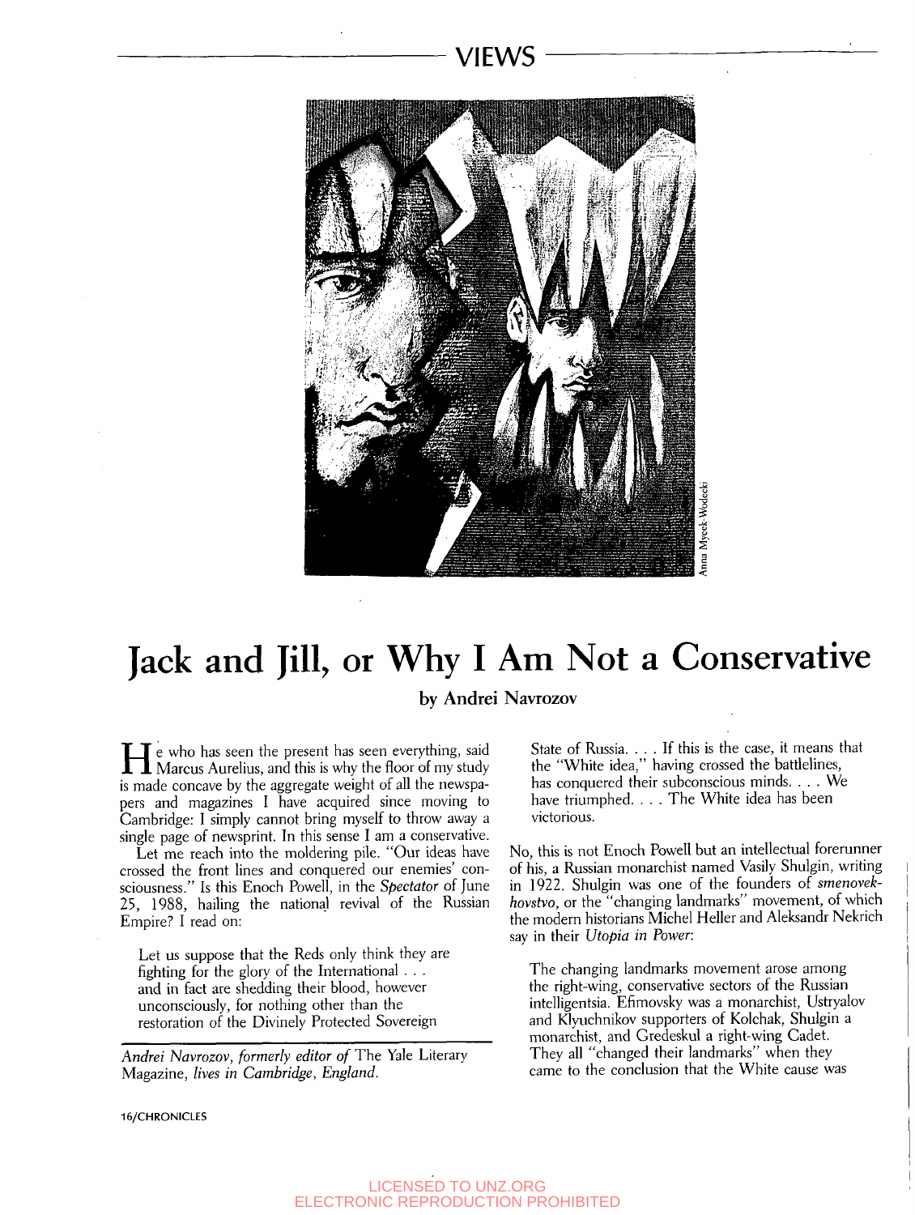# Jack and Jill, or Why I Am Not a Conservative

**by Andrei Navrozov**

He who has seen the present has seen everything, said Marcus Aurelius, and this is why the floor of my study is made concave by the aggregate weight of all the newspapers and magazines I have acquired since moving to Cambridge: I simply cannot bring myself to throw away a single page of newsprint. In this sense I am a conservative.

Let me reach into the moldering pile. "Our ideas have crossed the front lines and conquered our enemies' consciousness." Is this Enoch Powell, in the *Spectator* of June 25, 1988, hailing the national revival of the Russian Empire? I read on:

> Let us suppose that the Reds only think they are fighting for the glory of the International . . . and in fact are shedding their blood, however unconsciously, for nothing other than the restoration of the Divinely Protected Sovereign State of Russia. . . . If this is the case, it means that the "White idea," having crossed the battlelines, has conquered their subconscious minds. . . . We have triumphed. . . . The White idea has been victorious.

No, this is not Enoch Powell but an intellectual forerunner of his, a Russian monarchist named Vasily Shulgin, writing in 1922. Shulgin was one of the founders of *smenovekhovstvo*, or the "changing landmarks" movement, of which the modern historians Michel Heller and Aleksandr Nekrich say in their *Utopia in Power*:

> The changing landmarks movement arose among the right-wing, conservative sectors of the Russian intelligentsia. Efimovsky was a monarchist, Ustryalov and Klyuchnikov supporters of Kolchak, Shulgin a monarchist, and Gredeskul a right-wing Cadet. They all "changed their landmarks" when they came to the conclusion that the White cause was

*Andrei Navrozov, formerly editor of* The Yale Literary Magazine, *lives in Cambridge, England.*